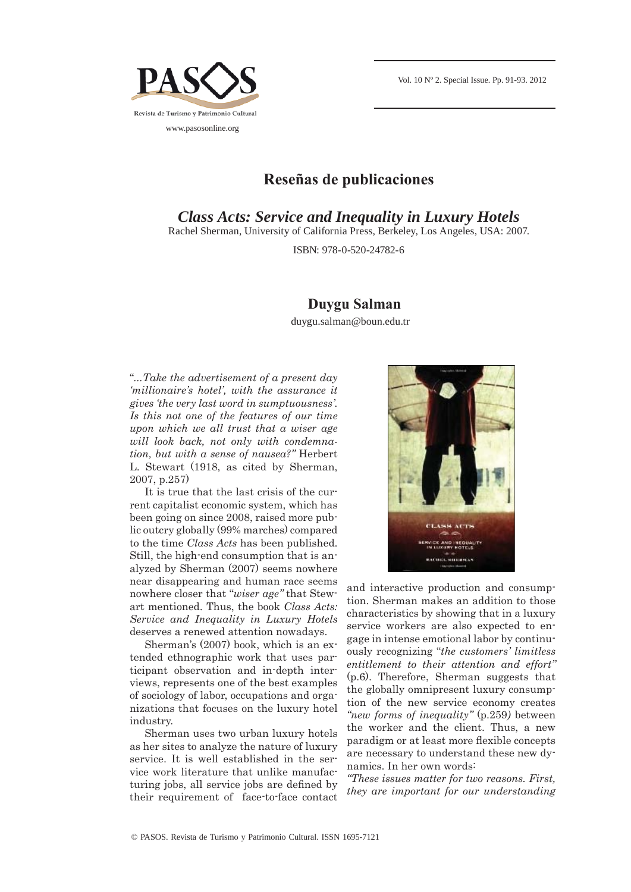# Reseñas de publicaciones

## *Class Acts: Service and Inequality in Luxury Hotels*

Rachel Sherman, University of California Press, Berkeley, Los Angeles, USA: 2007.

ISBN: 978-0-520-24782-6

### Duygu Salman

duygu.salman@boun.edu.tr

"*...Take the advertisement of a present day 'millionaire's hotel', with the assurance it gives 'the very last word in sumptuousness'. Is this not one of the features of our time upon which we all trust that a wiser age will look back, not only with condemnation, but with a sense of nausea?"* Herbert L. Stewart (1918, as cited by Sherman, 2007, p.257)

It is true that the last crisis of the current capitalist economic system, which has been going on since 2008, raised more public outcry globally (99% marches) compared to the time *Class Acts* has been published. Still, the high-end consumption that is analyzed by Sherman (2007) seems nowhere near disappearing and human race seems nowhere closer that "*wiser age"* that Stewart mentioned. Thus, the book *Class Acts: Service and Inequality in Luxury Hotels* deserves a renewed attention nowadays.

Sherman's (2007) book, which is an extended ethnographic work that uses participant observation and in-depth interviews, represents one of the best examples of sociology of labor, occupations and organizations that focuses on the luxury hotel industry.

Sherman uses two urban luxury hotels as her sites to analyze the nature of luxury service. It is well established in the service work literature that unlike manufacturing jobs, all service jobs are defined by their requirement of face-to-face contact and interactive production and consumption. Sherman makes an addition to those characteristics by showing that in a luxury service workers are also expected to engage in intense emotional labor by continuously recognizing "*the customers' limitless entitlement to their attention and effort"* (p.6). Therefore, Sherman suggests that the globally omnipresent luxury consumption of the new service economy creates *"new forms of inequality"* (p.259) between the worker and the client. Thus, a new paradigm or at least more flexible concepts are necessary to understand these new dynamics. In her own words:

*"These issues matter for two reasons. First, they are important for our understanding*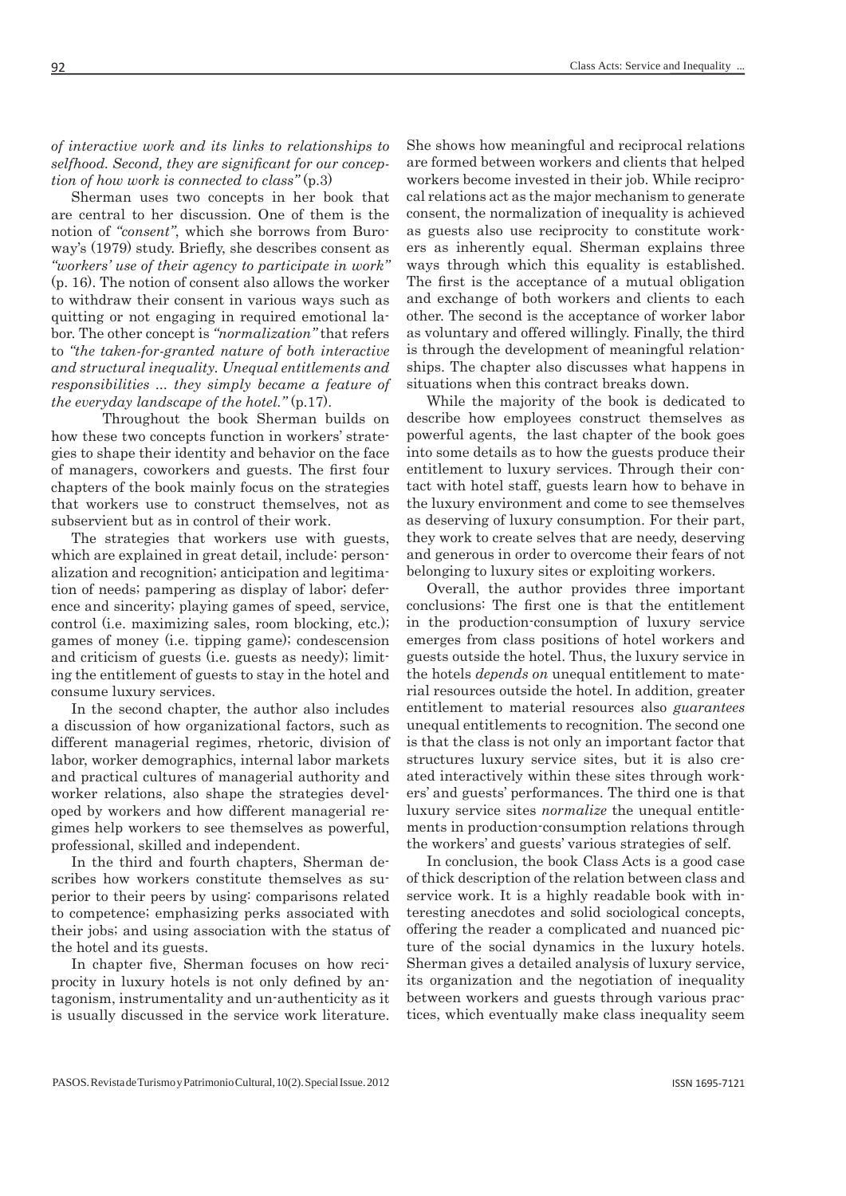*of interactive work and its links to relationships to selfhood. Second, they are significant for our conception of how work is connected to class"* (p.3)

Sherman uses two concepts in her book that are central to her discussion. One of them is the notion of *"consent"*, which she borrows from Buroway's (1979) study. Briefly, she describes consent as *"workers' use of their agency to participate in work"* (p. 16). The notion of consent also allows the worker to withdraw their consent in various ways such as quitting or not engaging in required emotional labor. The other concept is *"normalization"* that refers to *"the taken-for-granted nature of both interactive and structural inequality. Unequal entitlements and responsibilities ... they simply became a feature of the everyday landscape of the hotel."* (p.17).

Throughout the book Sherman builds on how these two concepts function in workers' strategies to shape their identity and behavior on the face of managers, coworkers and guests. The first four chapters of the book mainly focus on the strategies that workers use to construct themselves, not as subservient but as in control of their work.

The strategies that workers use with guests, which are explained in great detail, include: personalization and recognition; anticipation and legitimation of needs; pampering as display of labor; deference and sincerity; playing games of speed, service, control (i.e. maximizing sales, room blocking, etc.); games of money (i.e. tipping game); condescension and criticism of guests (i.e. guests as needy); limiting the entitlement of guests to stay in the hotel and consume luxury services.

In the second chapter, the author also includes a discussion of how organizational factors, such as different managerial regimes, rhetoric, division of labor, worker demographics, internal labor markets and practical cultures of managerial authority and worker relations, also shape the strategies developed by workers and how different managerial regimes help workers to see themselves as powerful, professional, skilled and independent.

In the third and fourth chapters, Sherman describes how workers constitute themselves as superior to their peers by using: comparisons related to competence; emphasizing perks associated with their jobs; and using association with the status of the hotel and its guests.

In chapter five, Sherman focuses on how reciprocity in luxury hotels is not only defined by antagonism, instrumentality and un-authenticity as it is usually discussed in the service work literature. She shows how meaningful and reciprocal relations are formed between workers and clients that helped workers become invested in their job. While reciprocal relations act as the major mechanism to generate consent, the normalization of inequality is achieved as guests also use reciprocity to constitute workers as inherently equal. Sherman explains three ways through which this equality is established. The first is the acceptance of a mutual obligation and exchange of both workers and clients to each other. The second is the acceptance of worker labor as voluntary and offered willingly. Finally, the third is through the development of meaningful relationships. The chapter also discusses what happens in situations when this contract breaks down.

While the majority of the book is dedicated to describe how employees construct themselves as powerful agents, the last chapter of the book goes into some details as to how the guests produce their entitlement to luxury services. Through their contact with hotel staff, guests learn how to behave in the luxury environment and come to see themselves as deserving of luxury consumption. For their part, they work to create selves that are needy, deserving and generous in order to overcome their fears of not belonging to luxury sites or exploiting workers.

Overall, the author provides three important conclusions: The first one is that the entitlement in the production-consumption of luxury service emerges from class positions of hotel workers and guests outside the hotel. Thus, the luxury service in the hotels *depends on* unequal entitlement to material resources outside the hotel. In addition, greater entitlement to material resources also *guarantees* unequal entitlements to recognition. The second one is that the class is not only an important factor that structures luxury service sites, but it is also created interactively within these sites through workers' and guests' performances. The third one is that luxury service sites *normalize* the unequal entitlements in production-consumption relations through the workers' and guests' various strategies of self.

In conclusion, the book Class Acts is a good case of thick description of the relation between class and service work. It is a highly readable book with interesting anecdotes and solid sociological concepts, offering the reader a complicated and nuanced picture of the social dynamics in the luxury hotels. Sherman gives a detailed analysis of luxury service, its organization and the negotiation of inequality between workers and guests through various practices, which eventually make class inequality seem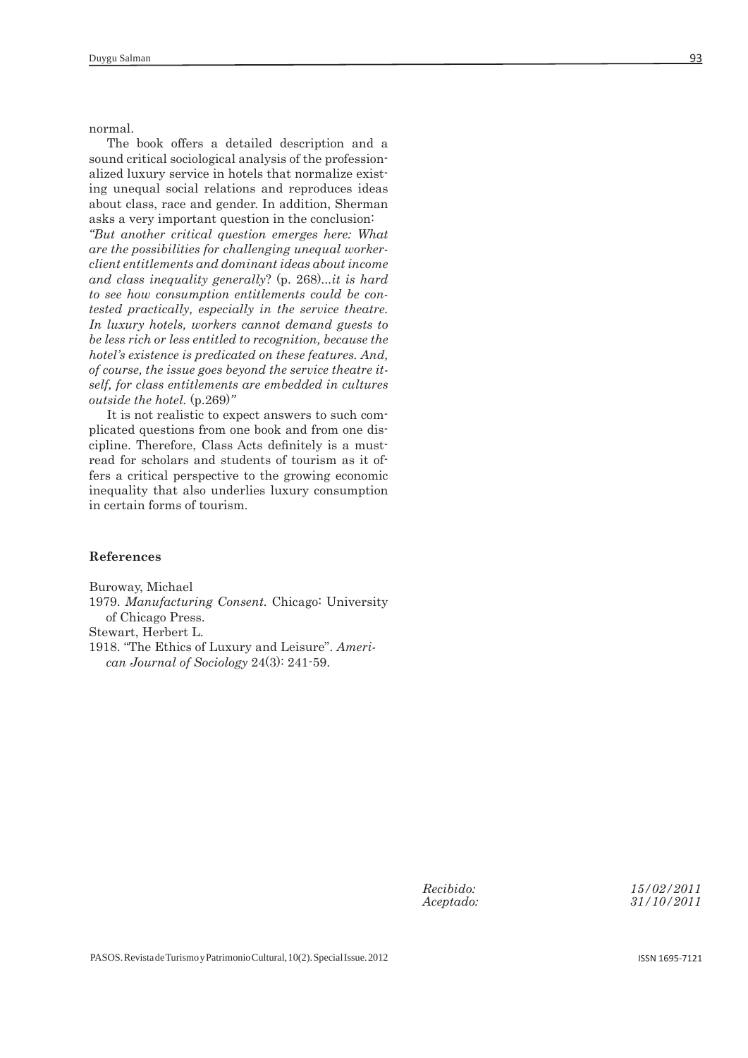normal.

The book offers a detailed description and a sound critical sociological analysis of the professionalized luxury service in hotels that normalize existing unequal social relations and reproduces ideas about class, race and gender. In addition, Sherman asks a very important question in the conclusion:

*"But another critical question emerges here: What are the possibilities for challenging unequal worker-client entitlements and dominant ideas about income and class inequality generally*? (p. 268)...*it is hard to see how consumption entitlements could be contested practically, especially in the service theatre. In luxury hotels, workers cannot demand guests to be less rich or less entitled to recognition, because the hotel's existence is predicated on these features. And, of course, the issue goes beyond the service theatre itself, for class entitlements are embedded in cultures outside the hotel.* (p.269)"

It is not realistic to expect answers to such complicated questions from one book and from one discipline. Therefore, Class Acts definitely is a must-read for scholars and students of tourism as it offers a critical perspective to the growing economic inequality that also underlies luxury consumption in certain forms of tourism.

## References

Buroway, Michael

1979. *Manufacturing Consent.* Chicago: University of Chicago Press.

Stewart, Herbert L.

1918. "The Ethics of Luxury and Leisure". *American Journal of Sociology* 24(3): 241-59.

*Recibido:* *15/02/2011*
*Aceptado:* *31/10/2011*